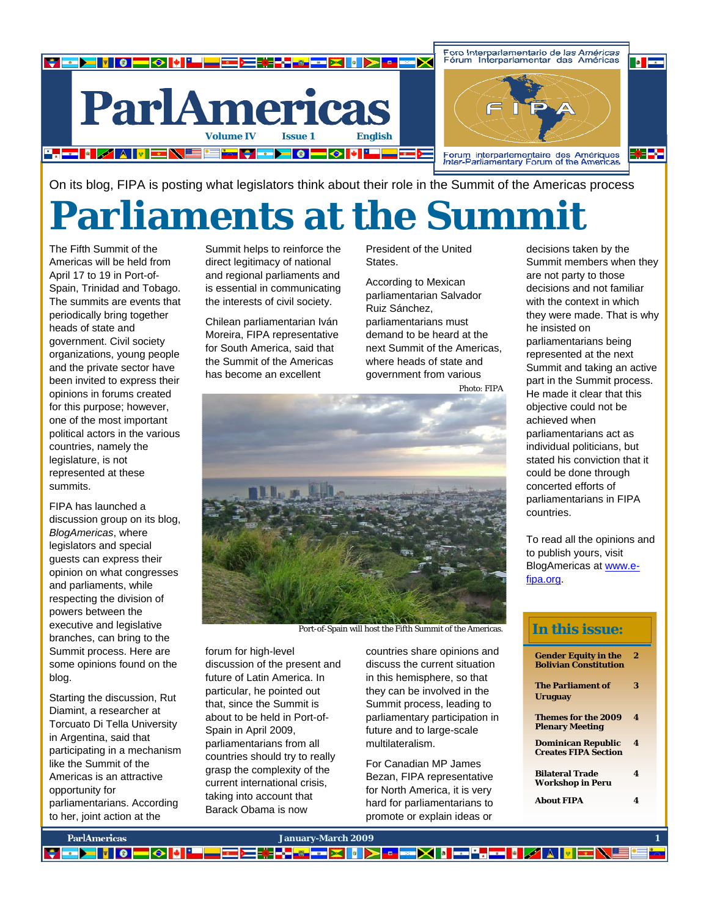# ParlAmericas

Volume IV Issue 1 English

Foro Interparlamentario de las Américas
Fórum Interparlamentar das Américas
FIPA
Forum interparlementaire des Amériques
Inter-Parliamentary Forum of the Americas

On its blog, FIPA is posting what legislators think about their role in the Summit of the Americas process

# Parliaments at the Summit

The Fifth Summit of the Americas will be held from April 17 to 19 in Port-of-Spain, Trinidad and Tobago. The summits are events that periodically bring together heads of state and government. Civil society organizations, young people and the private sector have been invited to express their opinions in forums created for this purpose; however, one of the most important political actors in the various countries, namely the legislature, is not represented at these summits.

FIPA has launched a discussion group on its blog, *BlogAmericas*, where legislators and special guests can express their opinion on what congresses and parliaments, while respecting the division of powers between the executive and legislative branches, can bring to the Summit process. Here are some opinions found on the blog.

Starting the discussion, Rut Diamint, a researcher at Torcuato Di Tella University in Argentina, said that participating in a mechanism like the Summit of the Americas is an attractive opportunity for parliamentarians. According to her, joint action at the Summit helps to reinforce the direct legitimacy of national and regional parliaments and is essential in communicating the interests of civil society.

Chilean parliamentarian Iván Moreira, FIPA representative for South America, said that the Summit of the Americas has become an excellent forum for high-level discussion of the present and future of Latin America. In particular, he pointed out that, since the Summit is about to be held in Port-of-Spain in April 2009, parliamentarians from all countries should try to really grasp the complexity of the current international crisis, taking into account that Barack Obama is now President of the United States.

Photo: FIPA

Port-of-Spain will host the Fifth Summit of the Americas.

According to Mexican parliamentarian Salvador Ruiz Sánchez, parliamentarians must demand to be heard at the next Summit of the Americas, where heads of state and government from various countries share opinions and discuss the current situation in this hemisphere, so that they can be involved in the Summit process, leading to parliamentary participation in future and to large-scale multilateralism.

For Canadian MP James Bezan, FIPA representative for North America, it is very hard for parliamentarians to promote or explain ideas or decisions taken by the Summit members when they are not party to those decisions and not familiar with the context in which they were made. That is why he insisted on parliamentarians being represented at the next Summit and taking an active part in the Summit process. He made it clear that this objective could not be achieved when parliamentarians act as individual politicians, but stated his conviction that it could be done through concerted efforts of parliamentarians in FIPA countries.

To read all the opinions and to publish yours, visit BlogAmericas at www.e-fipa.org.

## In this issue:

| | |
|---|---|
| **Gender Equity in the Bolivian Constitution** | **2** |
| **The Parliament of Uruguay** | **3** |
| **Themes for the 2009 Plenary Meeting** | **4** |
| **Dominican Republic Creates FIPA Section** | **4** |
| **Bilateral Trade Workshop in Peru** | **4** |
| **About FIPA** | **4** |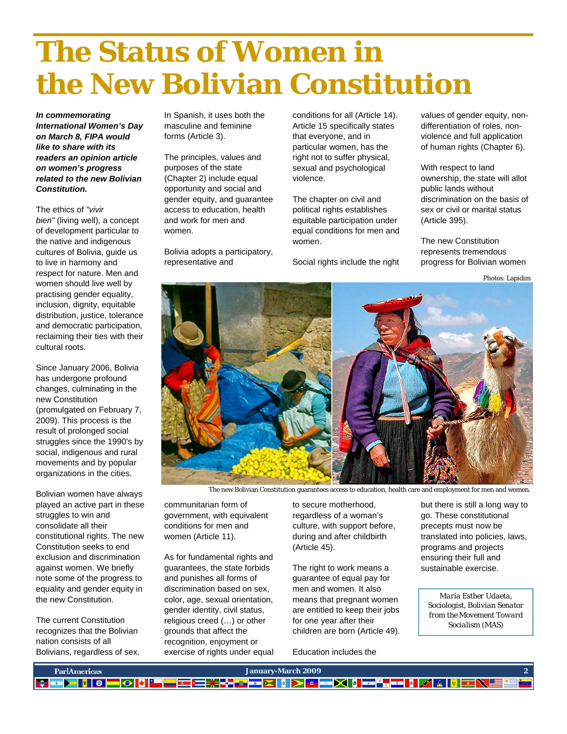# The Status of Women in the New Bolivian Constitution

***In commemorating International Women's Day on March 8, FIPA would like to share with its readers an opinion article on women's progress related to the new Bolivian Constitution.***

The ethics of *"vivir bien"* (living well), a concept of development particular to the native and indigenous cultures of Bolivia, guide us to live in harmony and respect for nature. Men and women should live well by practising gender equality, inclusion, dignity, equitable distribution, justice, tolerance and democratic participation, reclaiming their ties with their cultural roots.

Since January 2006, Bolivia has undergone profound changes, culminating in the new Constitution (promulgated on February 7, 2009). This process is the result of prolonged social struggles since the 1990's by social, indigenous and rural movements and by popular organizations in the cities.

Bolivian women have always played an active part in these struggles to win and consolidate all their constitutional rights. The new Constitution seeks to end exclusion and discrimination against women. We briefly note some of the progress to equality and gender equity in the new Constitution.

The current Constitution recognizes that the Bolivian nation consists of all Bolivians, regardless of sex. In Spanish, it uses both the masculine and feminine forms (Article 3).

The principles, values and purposes of the state (Chapter 2) include equal opportunity and social and gender equity, and guarantee access to education, health and work for men and women.

Bolivia adopts a participatory, representative and communitarian form of government, with equivalent conditions for men and women (Article 11).

As for fundamental rights and guarantees, the state forbids and punishes all forms of discrimination based on sex, color, age, sexual orientation, gender identity, civil status, religious creed (…) or other grounds that affect the recognition, enjoyment or exercise of rights under equal conditions for all (Article 14). Article 15 specifically states that everyone, and in particular women, has the right not to suffer physical, sexual and psychological violence.

The chapter on civil and political rights establishes equitable participation under equal conditions for men and women.

Social rights include the right to secure motherhood, regardless of a woman's culture, with support before, during and after childbirth (Article 45).

The right to work means a guarantee of equal pay for men and women. It also means that pregnant women are entitled to keep their jobs for one year after their children are born (Article 49).

Education includes the values of gender equity, non-differentiation of roles, non-violence and full application of human rights (Chapter 6).

With respect to land ownership, the state will allot public lands without discrimination on the basis of sex or civil or marital status (Article 395).

The new Constitution represents tremendous progress for Bolivian women but there is still a long way to go. These constitutional precepts must now be translated into policies, laws, programs and projects ensuring their full and sustainable exercise.

Photos: Lapidim

The new Bolivian Constitution guarantees access to education, health care and employment for men and women.

*María Esther Udaeta, Sociologist, Bolivian Senator from the Movement Toward Socialism (MAS)*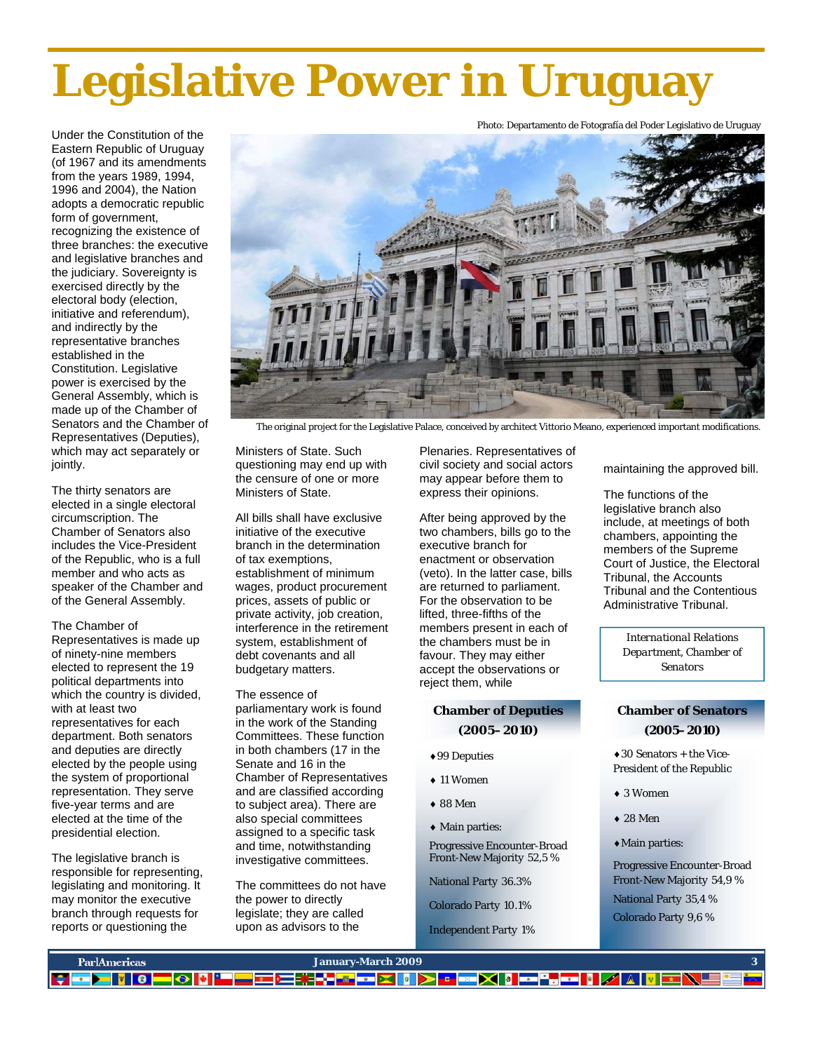# Legislative Power in Uruguay

Photo: Departamento de Fotografía del Poder Legislativo de Uruguay

The original project for the Legislative Palace, conceived by architect Vittorio Meano, experienced important modifications.

Under the Constitution of the Eastern Republic of Uruguay (of 1967 and its amendments from the years 1989, 1994, 1996 and 2004), the Nation adopts a democratic republic form of government, recognizing the existence of three branches: the executive and legislative branches and the judiciary. Sovereignty is exercised directly by the electoral body (election, initiative and referendum), and indirectly by the representative branches established in the Constitution. Legislative power is exercised by the General Assembly, which is made up of the Chamber of Senators and the Chamber of Representatives (Deputies), which may act separately or jointly.

The thirty senators are elected in a single electoral circumscription. The Chamber of Senators also includes the Vice-President of the Republic, who is a full member and who acts as speaker of the Chamber and of the General Assembly.

The Chamber of Representatives is made up of ninety-nine members elected to represent the 19 political departments into which the country is divided, with at least two representatives for each department. Both senators and deputies are directly elected by the people using the system of proportional representation. They serve five-year terms and are elected at the time of the presidential election.

The legislative branch is responsible for representing, legislating and monitoring. It may monitor the executive branch through requests for reports or questioning the Ministers of State. Such questioning may end up with the censure of one or more Ministers of State.

All bills shall have exclusive initiative of the executive branch in the determination of tax exemptions, establishment of minimum wages, product procurement prices, assets of public or private activity, job creation, interference in the retirement system, establishment of debt covenants and all budgetary matters.

The essence of parliamentary work is found in the work of the Standing Committees. These function in both chambers (17 in the Senate and 16 in the Chamber of Representatives) and are classified according to subject area). There are also special committees assigned to a specific task and time, notwithstanding investigative committees.

The committees do not have the power to directly legislate; they are called upon as advisors to the Plenaries. Representatives of civil society and social actors may appear before them to express their opinions.

After being approved by the two chambers, bills go to the executive branch for enactment or observation (veto). In the latter case, bills are returned to parliament. For the observation to be lifted, three-fifths of the members present in each of the chambers must be in favour. They may either accept the observations or reject them, while maintaining the approved bill.

The functions of the legislative branch also include, at meetings of both chambers, appointing the members of the Supreme Court of Justice, the Electoral Tribunal, the Accounts Tribunal and the Contentious Administrative Tribunal.

*International Relations Department, Chamber of Senators*

**Chamber of Deputies (2005–2010)**

- 99 Deputies
- 11 Women
- 88 Men
- Main parties:

Progressive Encounter-Broad Front-New Majority 52,5 %

National Party 36.3%

Colorado Party 10.1%

Independent Party 1%

**Chamber of Senators (2005–2010)**

- 30 Senators + the Vice-President of the Republic
- 3 Women
- 28 Men
- Main parties:

Progressive Encounter-Broad Front-New Majority 54,9 %

National Party 35,4 %

Colorado Party 9,6 %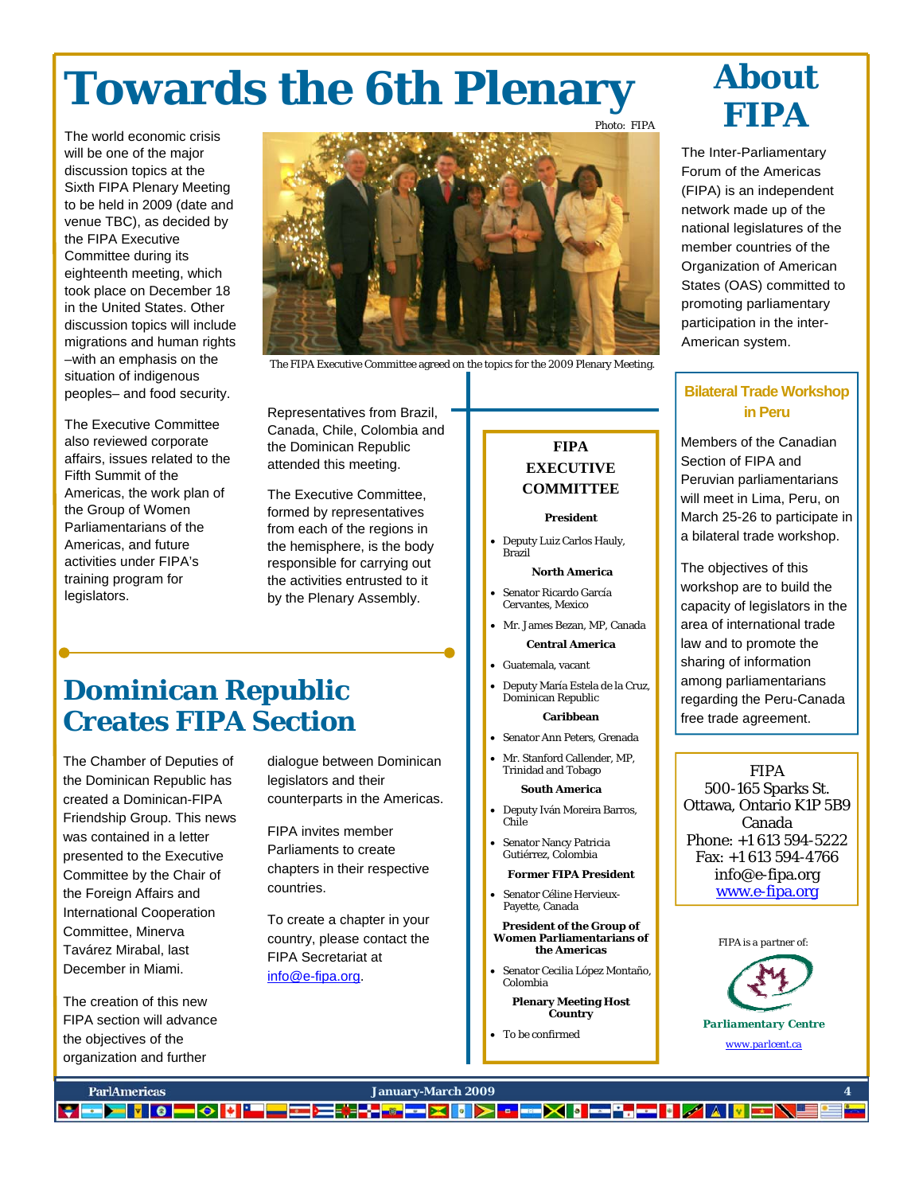# Towards the 6th Plenary

Photo: FIPA

The FIPA Executive Committee agreed on the topics for the 2009 Plenary Meeting.

The world economic crisis will be one of the major discussion topics at the Sixth FIPA Plenary Meeting to be held in 2009 (date and venue TBC), as decided by the FIPA Executive Committee during its eighteenth meeting, which took place on December 18 in the United States. Other discussion topics will include migrations and human rights –with an emphasis on the situation of indigenous peoples– and food security.

The Executive Committee also reviewed corporate affairs, issues related to the Fifth Summit of the Americas, the work plan of the Group of Women Parliamentarians of the Americas, and future activities under FIPA's training program for legislators.

Representatives from Brazil, Canada, Chile, Colombia and the Dominican Republic attended this meeting.

The Executive Committee, formed by representatives from each of the regions in the hemisphere, is the body responsible for carrying out the activities entrusted to it by the Plenary Assembly.

## Dominican Republic Creates FIPA Section

The Chamber of Deputies of the Dominican Republic has created a Dominican-FIPA Friendship Group. This news was contained in a letter presented to the Executive Committee by the Chair of the Foreign Affairs and International Cooperation Committee, Minerva Tavárez Mirabal, last December in Miami.

The creation of this new FIPA section will advance the objectives of the organization and further dialogue between Dominican legislators and their counterparts in the Americas.

FIPA invites member Parliaments to create chapters in their respective countries.

To create a chapter in your country, please contact the FIPA Secretariat at info@e-fipa.org.

### FIPA EXECUTIVE COMMITTEE

**President**

- Deputy Luiz Carlos Hauly, Brazil

**North America**

- Senator Ricardo García Cervantes, Mexico
- Mr. James Bezan, MP, Canada

**Central America**

- Guatemala, vacant
- Deputy María Estela de la Cruz, Dominican Republic

**Caribbean**

- Senator Ann Peters, Grenada
- Mr. Stanford Callender, MP, Trinidad and Tobago

**South America**

- Deputy Iván Moreira Barros, Chile
- Senator Nancy Patricia Gutiérrez, Colombia

**Former FIPA President**

- Senator Céline Hervieux-Payette, Canada

**President of the Group of Women Parliamentarians of the Americas**

- Senator Cecilia López Montaño, Colombia

**Plenary Meeting Host Country**

- To be confirmed

# About FIPA

The Inter-Parliamentary Forum of the Americas (FIPA) is an independent network made up of the national legislatures of the member countries of the Organization of American States (OAS) committed to promoting parliamentary participation in the inter-American system.

### Bilateral Trade Workshop in Peru

Members of the Canadian Section of FIPA and Peruvian parliamentarians will meet in Lima, Peru, on March 25-26 to participate in a bilateral trade workshop.

The objectives of this workshop are to build the capacity of legislators in the area of international trade law and to promote the sharing of information among parliamentarians regarding the Peru-Canada free trade agreement.

FIPA
500-165 Sparks St.
Ottawa, Ontario K1P 5B9
Canada
Phone: +1 613 594-5222
Fax: +1 613 594-4766
info@e-fipa.org
www.e-fipa.org

FIPA is a partner of:

Parliamentary Centre

www.parlcent.ca